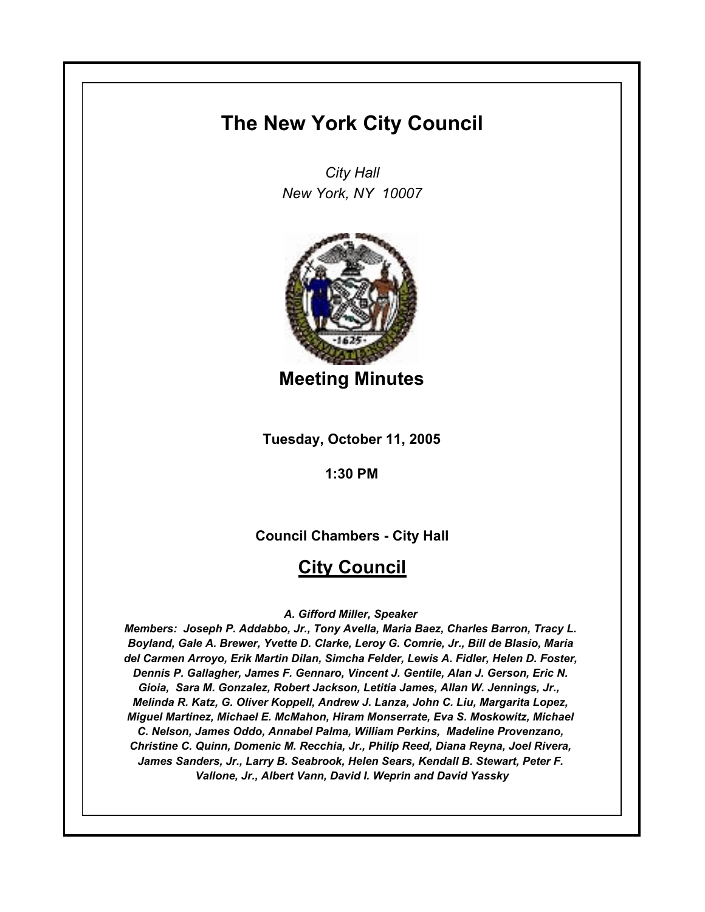# The New York City Council

*City Hall*
*New York, NY 10007*

## Meeting Minutes

**Tuesday, October 11, 2005**

**1:30 PM**

**Council Chambers - City Hall**

## City Council

***A. Gifford Miller, Speaker***

***Members: Joseph P. Addabbo, Jr., Tony Avella, Maria Baez, Charles Barron, Tracy L. Boyland, Gale A. Brewer, Yvette D. Clarke, Leroy G. Comrie, Jr., Bill de Blasio, Maria del Carmen Arroyo, Erik Martin Dilan, Simcha Felder, Lewis A. Fidler, Helen D. Foster, Dennis P. Gallagher, James F. Gennaro, Vincent J. Gentile, Alan J. Gerson, Eric N. Gioia, Sara M. Gonzalez, Robert Jackson, Letitia James, Allan W. Jennings, Jr., Melinda R. Katz, G. Oliver Koppell, Andrew J. Lanza, John C. Liu, Margarita Lopez, Miguel Martinez, Michael E. McMahon, Hiram Monserrate, Eva S. Moskowitz, Michael C. Nelson, James Oddo, Annabel Palma, William Perkins, Madeline Provenzano, Christine C. Quinn, Domenic M. Recchia, Jr., Philip Reed, Diana Reyna, Joel Rivera, James Sanders, Jr., Larry B. Seabrook, Helen Sears, Kendall B. Stewart, Peter F. Vallone, Jr., Albert Vann, David I. Weprin and David Yassky***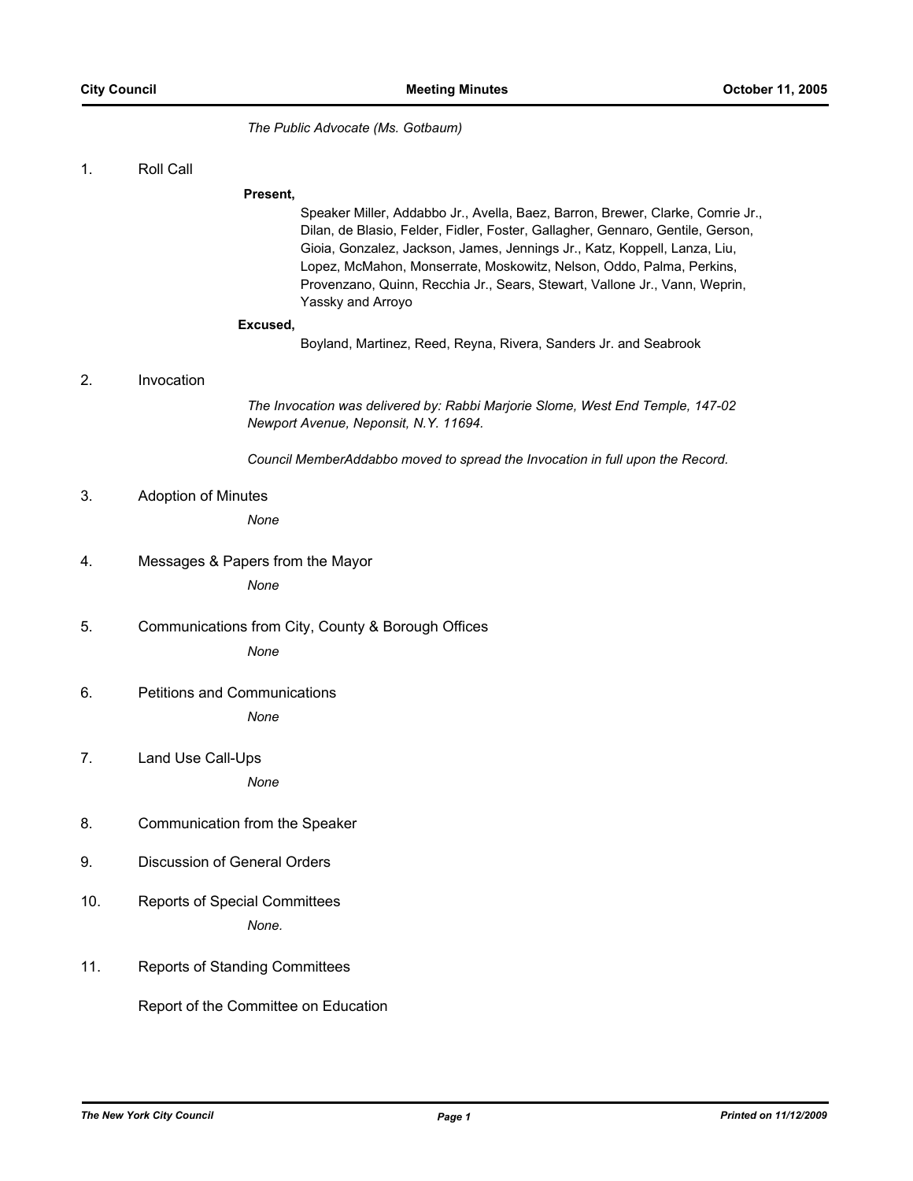*The Public Advocate (Ms. Gotbaum)*

1. Roll Call

**Present,**

Speaker Miller, Addabbo Jr., Avella, Baez, Barron, Brewer, Clarke, Comrie Jr., Dilan, de Blasio, Felder, Fidler, Foster, Gallagher, Gennaro, Gentile, Gerson, Gioia, Gonzalez, Jackson, James, Jennings Jr., Katz, Koppell, Lanza, Liu, Lopez, McMahon, Monserrate, Moskowitz, Nelson, Oddo, Palma, Perkins, Provenzano, Quinn, Recchia Jr., Sears, Stewart, Vallone Jr., Vann, Weprin, Yassky and Arroyo

**Excused,**

Boyland, Martinez, Reed, Reyna, Rivera, Sanders Jr. and Seabrook

2. Invocation

*The Invocation was delivered by: Rabbi Marjorie Slome, West End Temple, 147-02 Newport Avenue, Neponsit, N.Y. 11694.*

*Council MemberAddabbo moved to spread the Invocation in full upon the Record.*

3. Adoption of Minutes

*None*

4. Messages & Papers from the Mayor

*None*

5. Communications from City, County & Borough Offices

*None*

6. Petitions and Communications

*None*

7. Land Use Call-Ups

*None*

8. Communication from the Speaker

9. Discussion of General Orders

10. Reports of Special Committees

*None.*

11. Reports of Standing Committees

Report of the Committee on Education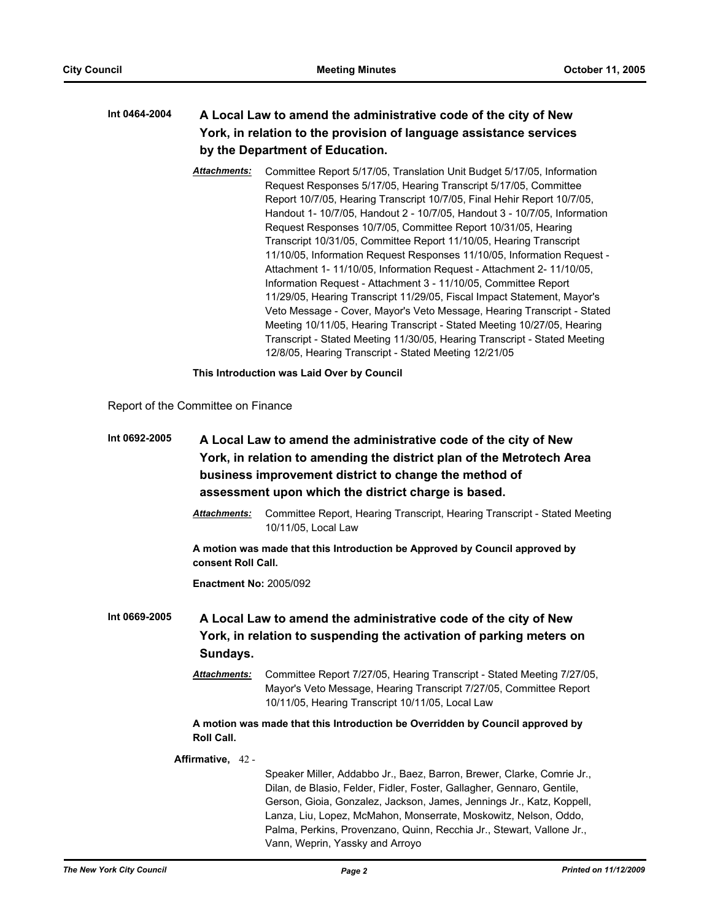**Int 0464-2004** **A Local Law to amend the administrative code of the city of New York, in relation to the provision of language assistance services by the Department of Education.**

***Attachments:*** Committee Report 5/17/05, Translation Unit Budget 5/17/05, Information Request Responses 5/17/05, Hearing Transcript 5/17/05, Committee Report 10/7/05, Hearing Transcript 10/7/05, Final Hehir Report 10/7/05, Handout 1- 10/7/05, Handout 2 - 10/7/05, Handout 3 - 10/7/05, Information Request Responses 10/7/05, Committee Report 10/31/05, Hearing Transcript 10/31/05, Committee Report 11/10/05, Hearing Transcript 11/10/05, Information Request Responses 11/10/05, Information Request - Attachment 1- 11/10/05, Information Request - Attachment 2- 11/10/05, Information Request - Attachment 3 - 11/10/05, Committee Report 11/29/05, Hearing Transcript 11/29/05, Fiscal Impact Statement, Mayor's Veto Message - Cover, Mayor's Veto Message, Hearing Transcript - Stated Meeting 10/11/05, Hearing Transcript - Stated Meeting 10/27/05, Hearing Transcript - Stated Meeting 11/30/05, Hearing Transcript - Stated Meeting 12/8/05, Hearing Transcript - Stated Meeting 12/21/05

**This Introduction was Laid Over by Council**

Report of the Committee on Finance

**Int 0692-2005** **A Local Law to amend the administrative code of the city of New York, in relation to amending the district plan of the Metrotech Area business improvement district to change the method of assessment upon which the district charge is based.**

***Attachments:*** Committee Report, Hearing Transcript, Hearing Transcript - Stated Meeting 10/11/05, Local Law

**A motion was made that this Introduction be Approved by Council approved by consent Roll Call.**

**Enactment No:** 2005/092

**Int 0669-2005** **A Local Law to amend the administrative code of the city of New York, in relation to suspending the activation of parking meters on Sundays.**

***Attachments:*** Committee Report 7/27/05, Hearing Transcript - Stated Meeting 7/27/05, Mayor's Veto Message, Hearing Transcript 7/27/05, Committee Report 10/11/05, Hearing Transcript 10/11/05, Local Law

**A motion was made that this Introduction be Overridden by Council approved by Roll Call.**

**Affirmative,** 42 - Speaker Miller, Addabbo Jr., Baez, Barron, Brewer, Clarke, Comrie Jr., Dilan, de Blasio, Felder, Fidler, Foster, Gallagher, Gennaro, Gentile, Gerson, Gioia, Gonzalez, Jackson, James, Jennings Jr., Katz, Koppell, Lanza, Liu, Lopez, McMahon, Monserrate, Moskowitz, Nelson, Oddo, Palma, Perkins, Provenzano, Quinn, Recchia Jr., Stewart, Vallone Jr., Vann, Weprin, Yassky and Arroyo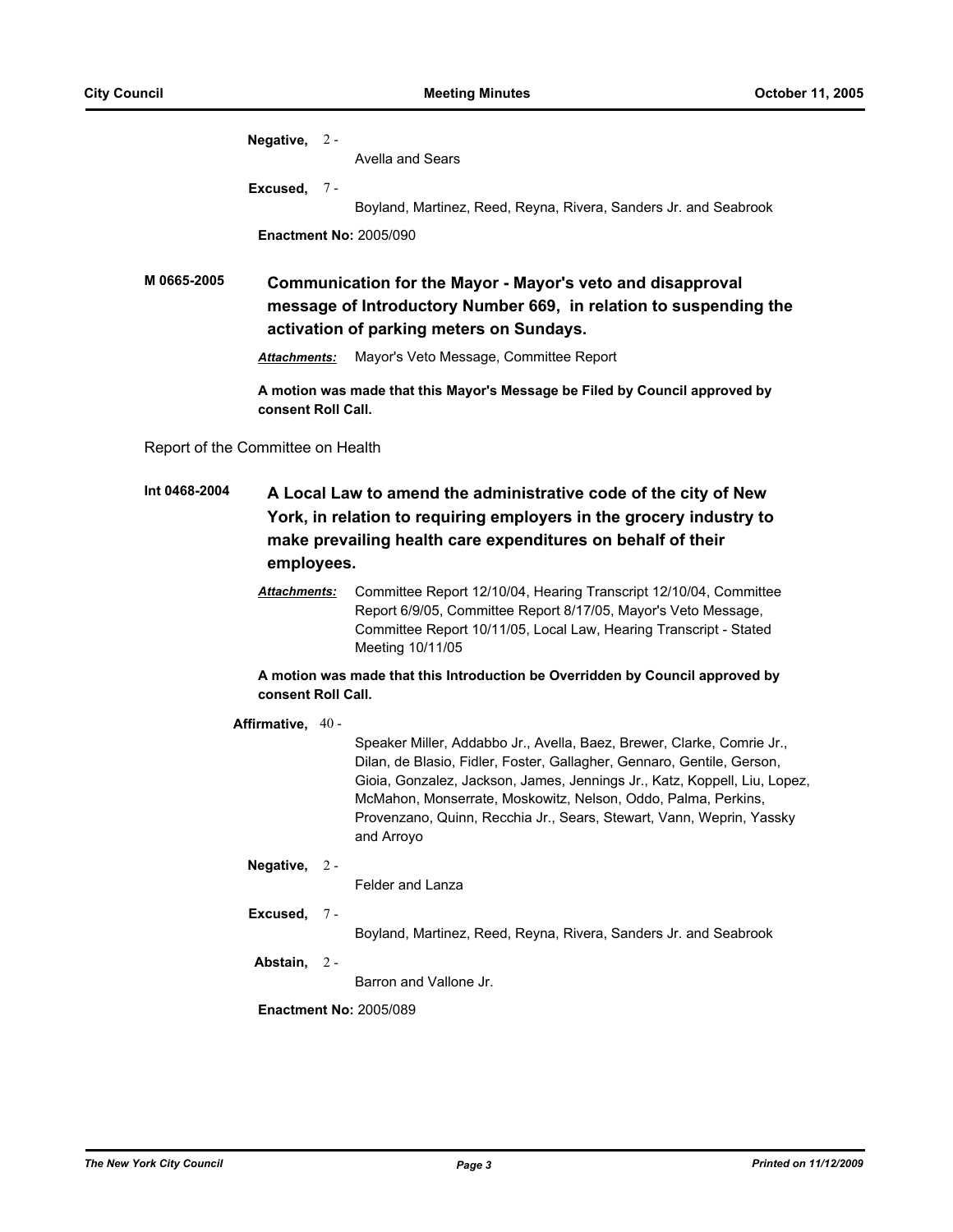**Negative,** 2 - Avella and Sears

**Excused,** 7 - Boyland, Martinez, Reed, Reyna, Rivera, Sanders Jr. and Seabrook

**Enactment No:** 2005/090

**M 0665-2005** **Communication for the Mayor - Mayor's veto and disapproval message of Introductory Number 669, in relation to suspending the activation of parking meters on Sundays.**

***Attachments:*** Mayor's Veto Message, Committee Report

**A motion was made that this Mayor's Message be Filed by Council approved by consent Roll Call.**

Report of the Committee on Health

**Int 0468-2004** **A Local Law to amend the administrative code of the city of New York, in relation to requiring employers in the grocery industry to make prevailing health care expenditures on behalf of their employees.**

***Attachments:*** Committee Report 12/10/04, Hearing Transcript 12/10/04, Committee Report 6/9/05, Committee Report 8/17/05, Mayor's Veto Message, Committee Report 10/11/05, Local Law, Hearing Transcript - Stated Meeting 10/11/05

**A motion was made that this Introduction be Overridden by Council approved by consent Roll Call.**

**Affirmative,** 40 - Speaker Miller, Addabbo Jr., Avella, Baez, Brewer, Clarke, Comrie Jr., Dilan, de Blasio, Fidler, Foster, Gallagher, Gennaro, Gentile, Gerson, Gioia, Gonzalez, Jackson, James, Jennings Jr., Katz, Koppell, Liu, Lopez, McMahon, Monserrate, Moskowitz, Nelson, Oddo, Palma, Perkins, Provenzano, Quinn, Recchia Jr., Sears, Stewart, Vann, Weprin, Yassky and Arroyo

**Negative,** 2 - Felder and Lanza

**Excused,** 7 - Boyland, Martinez, Reed, Reyna, Rivera, Sanders Jr. and Seabrook

**Abstain,** 2 - Barron and Vallone Jr.

**Enactment No:** 2005/089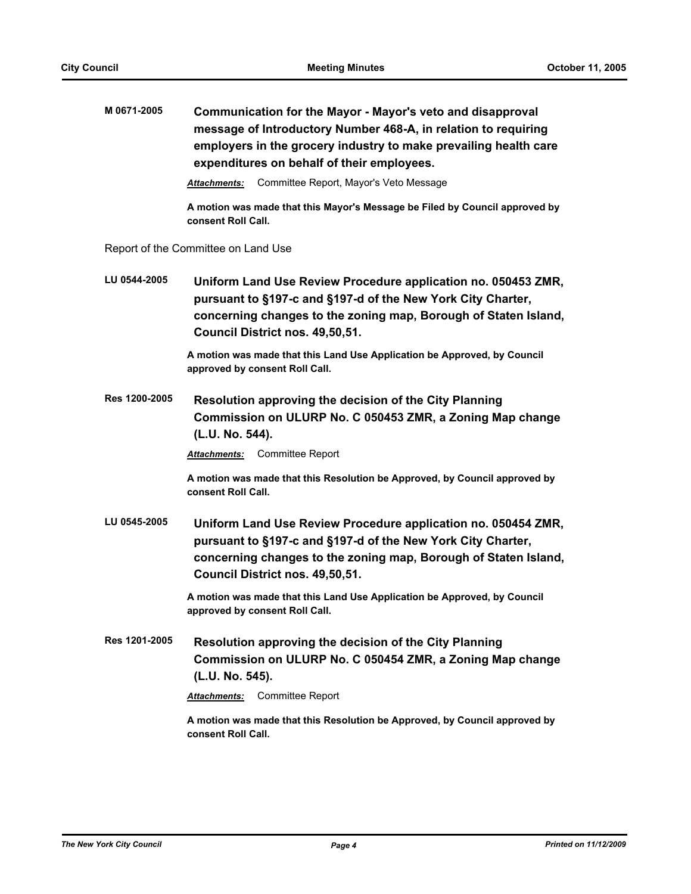**M 0671-2005** **Communication for the Mayor - Mayor's veto and disapproval message of Introductory Number 468-A, in relation to requiring employers in the grocery industry to make prevailing health care expenditures on behalf of their employees.**

***Attachments:*** Committee Report, Mayor's Veto Message

**A motion was made that this Mayor's Message be Filed by Council approved by consent Roll Call.**

Report of the Committee on Land Use

**LU 0544-2005** **Uniform Land Use Review Procedure application no. 050453 ZMR, pursuant to §197-c and §197-d of the New York City Charter, concerning changes to the zoning map, Borough of Staten Island, Council District nos. 49,50,51.**

**A motion was made that this Land Use Application be Approved, by Council approved by consent Roll Call.**

**Res 1200-2005** **Resolution approving the decision of the City Planning Commission on ULURP No. C 050453 ZMR, a Zoning Map change (L.U. No. 544).**

***Attachments:*** Committee Report

**A motion was made that this Resolution be Approved, by Council approved by consent Roll Call.**

**LU 0545-2005** **Uniform Land Use Review Procedure application no. 050454 ZMR, pursuant to §197-c and §197-d of the New York City Charter, concerning changes to the zoning map, Borough of Staten Island, Council District nos. 49,50,51.**

**A motion was made that this Land Use Application be Approved, by Council approved by consent Roll Call.**

**Res 1201-2005** **Resolution approving the decision of the City Planning Commission on ULURP No. C 050454 ZMR, a Zoning Map change (L.U. No. 545).**

***Attachments:*** Committee Report

**A motion was made that this Resolution be Approved, by Council approved by consent Roll Call.**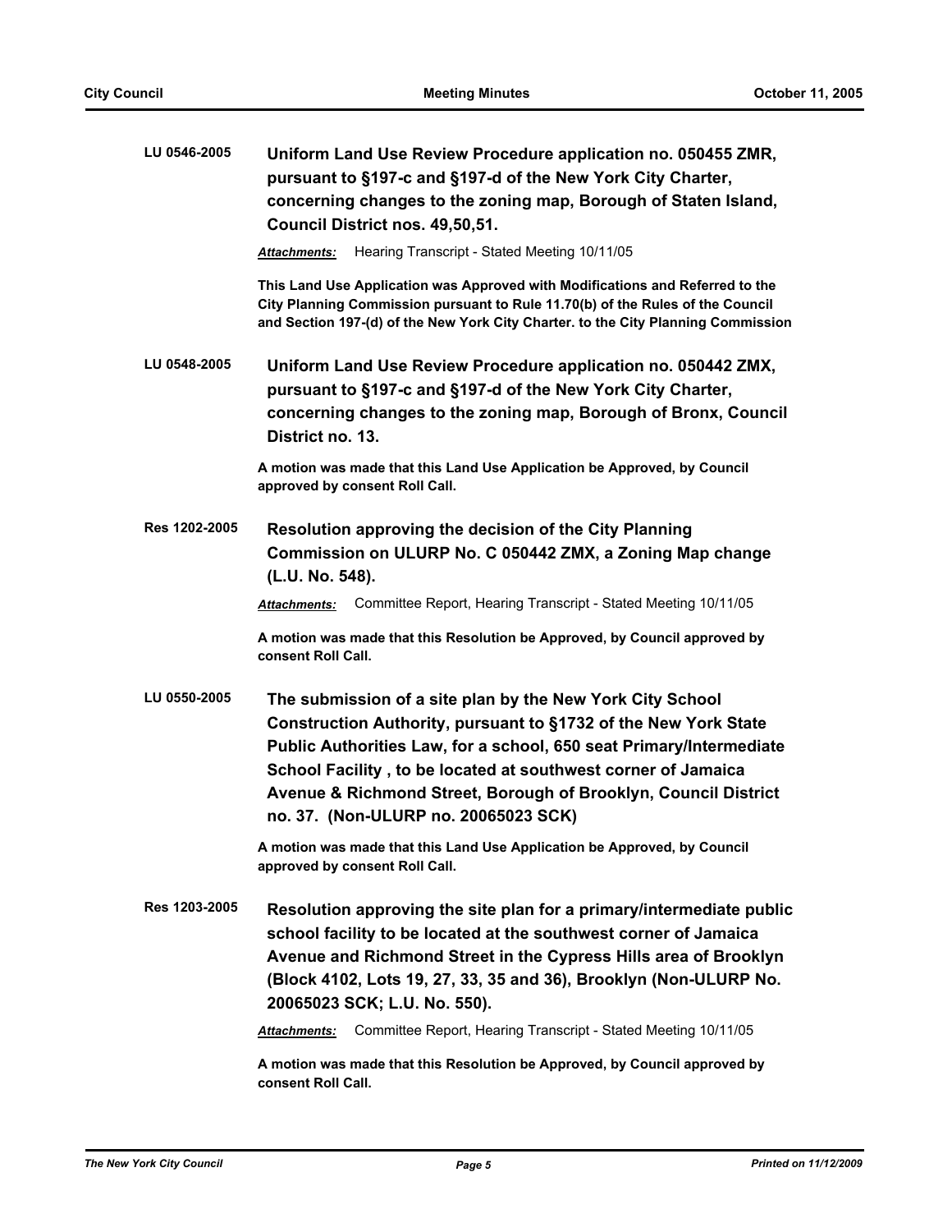**LU 0546-2005** **Uniform Land Use Review Procedure application no. 050455 ZMR, pursuant to §197-c and §197-d of the New York City Charter, concerning changes to the zoning map, Borough of Staten Island, Council District nos. 49,50,51.**

***Attachments:*** Hearing Transcript - Stated Meeting 10/11/05

**This Land Use Application was Approved with Modifications and Referred to the City Planning Commission pursuant to Rule 11.70(b) of the Rules of the Council and Section 197-(d) of the New York City Charter. to the City Planning Commission**

**LU 0548-2005** **Uniform Land Use Review Procedure application no. 050442 ZMX, pursuant to §197-c and §197-d of the New York City Charter, concerning changes to the zoning map, Borough of Bronx, Council District no. 13.**

**A motion was made that this Land Use Application be Approved, by Council approved by consent Roll Call.**

**Res 1202-2005** **Resolution approving the decision of the City Planning Commission on ULURP No. C 050442 ZMX, a Zoning Map change (L.U. No. 548).**

***Attachments:*** Committee Report, Hearing Transcript - Stated Meeting 10/11/05

**A motion was made that this Resolution be Approved, by Council approved by consent Roll Call.**

**LU 0550-2005** **The submission of a site plan by the New York City School Construction Authority, pursuant to §1732 of the New York State Public Authorities Law, for a school, 650 seat Primary/Intermediate School Facility , to be located at southwest corner of Jamaica Avenue & Richmond Street, Borough of Brooklyn, Council District no. 37. (Non-ULURP no. 20065023 SCK)**

**A motion was made that this Land Use Application be Approved, by Council approved by consent Roll Call.**

**Res 1203-2005** **Resolution approving the site plan for a primary/intermediate public school facility to be located at the southwest corner of Jamaica Avenue and Richmond Street in the Cypress Hills area of Brooklyn (Block 4102, Lots 19, 27, 33, 35 and 36), Brooklyn (Non-ULURP No. 20065023 SCK; L.U. No. 550).**

***Attachments:*** Committee Report, Hearing Transcript - Stated Meeting 10/11/05

**A motion was made that this Resolution be Approved, by Council approved by consent Roll Call.**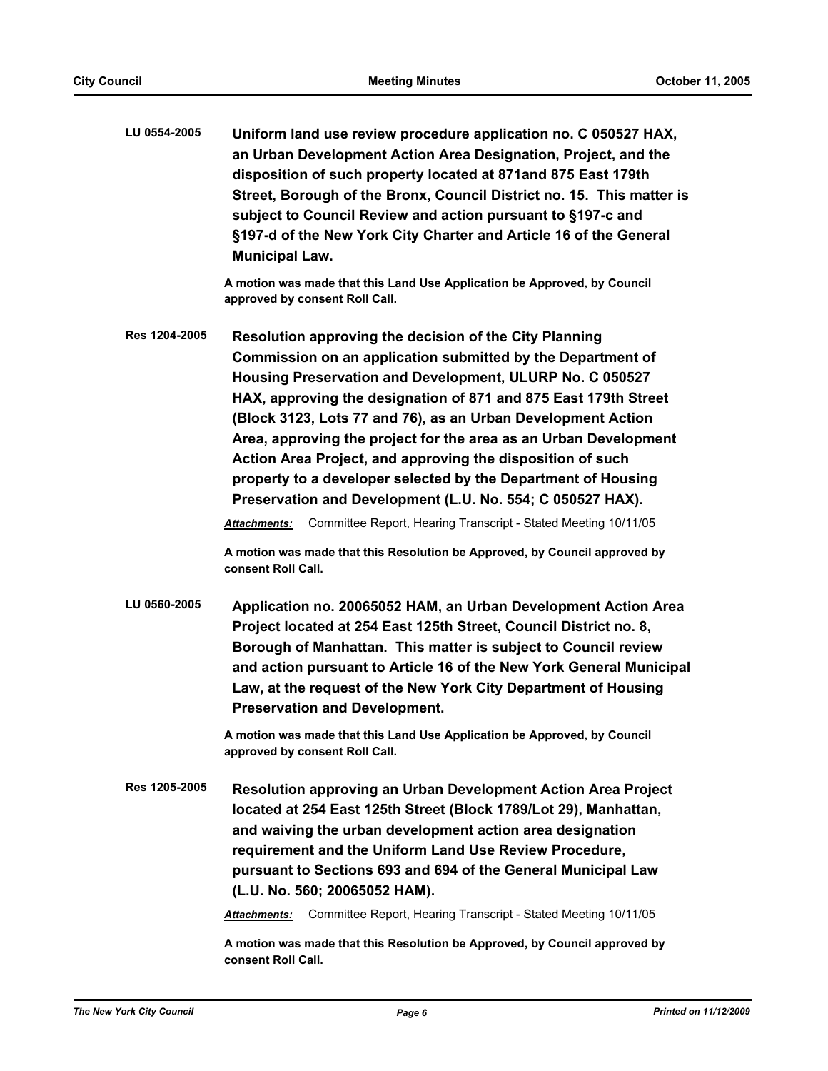**LU 0554-2005** **Uniform land use review procedure application no. C 050527 HAX, an Urban Development Action Area Designation, Project, and the disposition of such property located at 871and 875 East 179th Street, Borough of the Bronx, Council District no. 15. This matter is subject to Council Review and action pursuant to §197-c and §197-d of the New York City Charter and Article 16 of the General Municipal Law.**

**A motion was made that this Land Use Application be Approved, by Council approved by consent Roll Call.**

**Res 1204-2005** **Resolution approving the decision of the City Planning Commission on an application submitted by the Department of Housing Preservation and Development, ULURP No. C 050527 HAX, approving the designation of 871 and 875 East 179th Street (Block 3123, Lots 77 and 76), as an Urban Development Action Area, approving the project for the area as an Urban Development Action Area Project, and approving the disposition of such property to a developer selected by the Department of Housing Preservation and Development (L.U. No. 554; C 050527 HAX).**

***Attachments:*** Committee Report, Hearing Transcript - Stated Meeting 10/11/05

**A motion was made that this Resolution be Approved, by Council approved by consent Roll Call.**

**LU 0560-2005** **Application no. 20065052 HAM, an Urban Development Action Area Project located at 254 East 125th Street, Council District no. 8, Borough of Manhattan. This matter is subject to Council review and action pursuant to Article 16 of the New York General Municipal Law, at the request of the New York City Department of Housing Preservation and Development.**

**A motion was made that this Land Use Application be Approved, by Council approved by consent Roll Call.**

**Res 1205-2005** **Resolution approving an Urban Development Action Area Project located at 254 East 125th Street (Block 1789/Lot 29), Manhattan, and waiving the urban development action area designation requirement and the Uniform Land Use Review Procedure, pursuant to Sections 693 and 694 of the General Municipal Law (L.U. No. 560; 20065052 HAM).**

***Attachments:*** Committee Report, Hearing Transcript - Stated Meeting 10/11/05

**A motion was made that this Resolution be Approved, by Council approved by consent Roll Call.**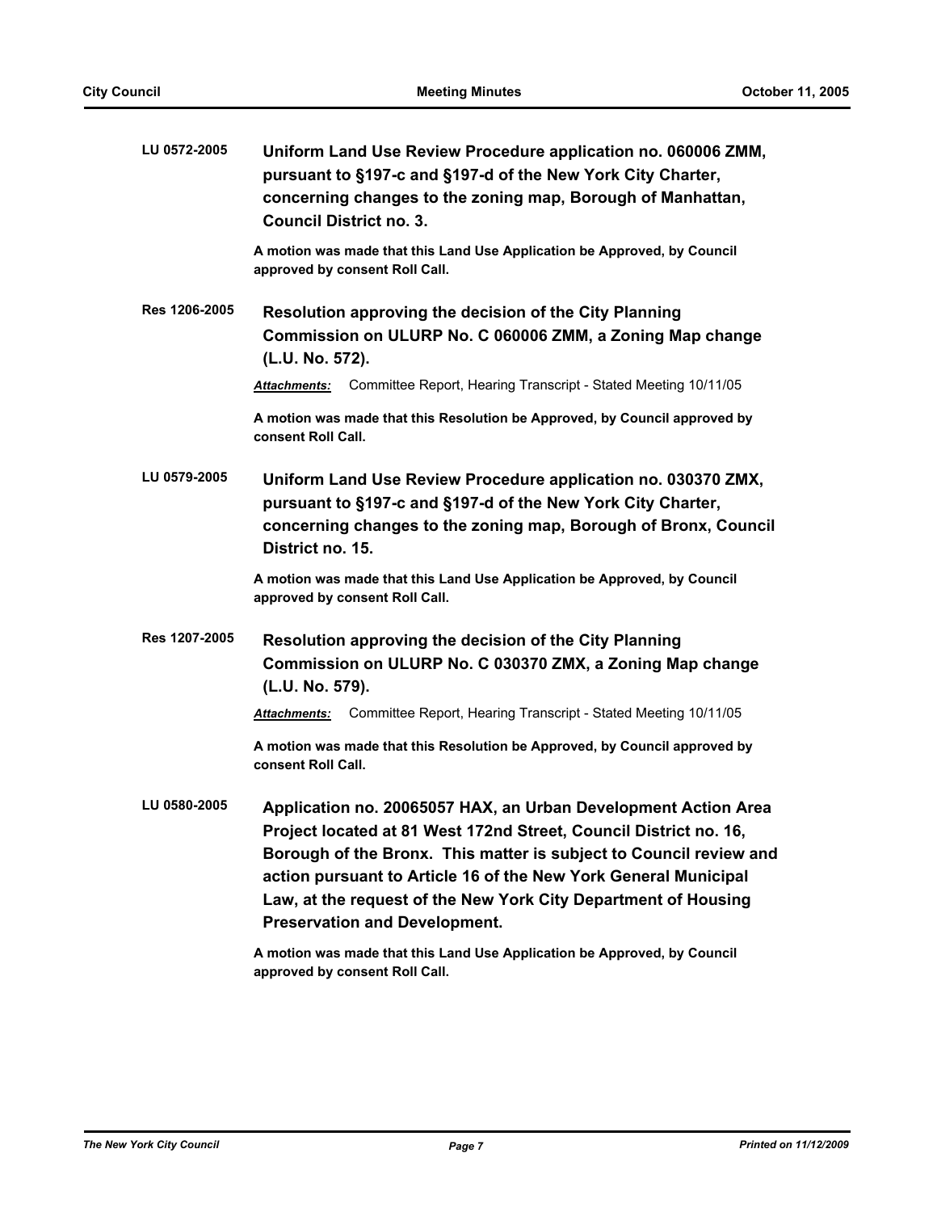**LU 0572-2005** **Uniform Land Use Review Procedure application no. 060006 ZMM, pursuant to §197-c and §197-d of the New York City Charter, concerning changes to the zoning map, Borough of Manhattan, Council District no. 3.**

**A motion was made that this Land Use Application be Approved, by Council approved by consent Roll Call.**

**Res 1206-2005** **Resolution approving the decision of the City Planning Commission on ULURP No. C 060006 ZMM, a Zoning Map change (L.U. No. 572).**

***Attachments:*** Committee Report, Hearing Transcript - Stated Meeting 10/11/05

**A motion was made that this Resolution be Approved, by Council approved by consent Roll Call.**

**LU 0579-2005** **Uniform Land Use Review Procedure application no. 030370 ZMX, pursuant to §197-c and §197-d of the New York City Charter, concerning changes to the zoning map, Borough of Bronx, Council District no. 15.**

**A motion was made that this Land Use Application be Approved, by Council approved by consent Roll Call.**

**Res 1207-2005** **Resolution approving the decision of the City Planning Commission on ULURP No. C 030370 ZMX, a Zoning Map change (L.U. No. 579).**

***Attachments:*** Committee Report, Hearing Transcript - Stated Meeting 10/11/05

**A motion was made that this Resolution be Approved, by Council approved by consent Roll Call.**

**LU 0580-2005** **Application no. 20065057 HAX, an Urban Development Action Area Project located at 81 West 172nd Street, Council District no. 16, Borough of the Bronx. This matter is subject to Council review and action pursuant to Article 16 of the New York General Municipal Law, at the request of the New York City Department of Housing Preservation and Development.**

**A motion was made that this Land Use Application be Approved, by Council approved by consent Roll Call.**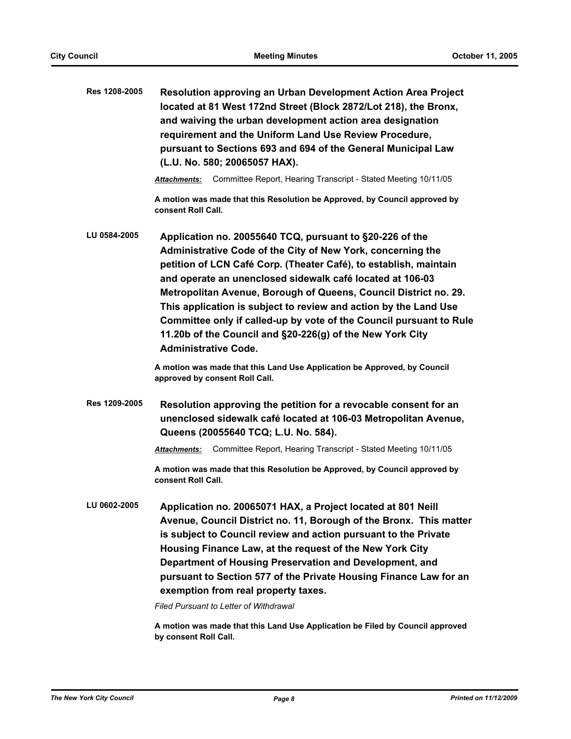**Res 1208-2005** **Resolution approving an Urban Development Action Area Project located at 81 West 172nd Street (Block 2872/Lot 218), the Bronx, and waiving the urban development action area designation requirement and the Uniform Land Use Review Procedure, pursuant to Sections 693 and 694 of the General Municipal Law (L.U. No. 580; 20065057 HAX).**

***Attachments:*** Committee Report, Hearing Transcript - Stated Meeting 10/11/05

**A motion was made that this Resolution be Approved, by Council approved by consent Roll Call.**

**LU 0584-2005** **Application no. 20055640 TCQ, pursuant to §20-226 of the Administrative Code of the City of New York, concerning the petition of LCN Café Corp. (Theater Café), to establish, maintain and operate an unenclosed sidewalk café located at 106-03 Metropolitan Avenue, Borough of Queens, Council District no. 29. This application is subject to review and action by the Land Use Committee only if called-up by vote of the Council pursuant to Rule 11.20b of the Council and §20-226(g) of the New York City Administrative Code.**

**A motion was made that this Land Use Application be Approved, by Council approved by consent Roll Call.**

**Res 1209-2005** **Resolution approving the petition for a revocable consent for an unenclosed sidewalk café located at 106-03 Metropolitan Avenue, Queens (20055640 TCQ; L.U. No. 584).**

***Attachments:*** Committee Report, Hearing Transcript - Stated Meeting 10/11/05

**A motion was made that this Resolution be Approved, by Council approved by consent Roll Call.**

**LU 0602-2005** **Application no. 20065071 HAX, a Project located at 801 Neill Avenue, Council District no. 11, Borough of the Bronx. This matter is subject to Council review and action pursuant to the Private Housing Finance Law, at the request of the New York City Department of Housing Preservation and Development, and pursuant to Section 577 of the Private Housing Finance Law for an exemption from real property taxes.**

*Filed Pursuant to Letter of Withdrawal*

**A motion was made that this Land Use Application be Filed by Council approved by consent Roll Call.**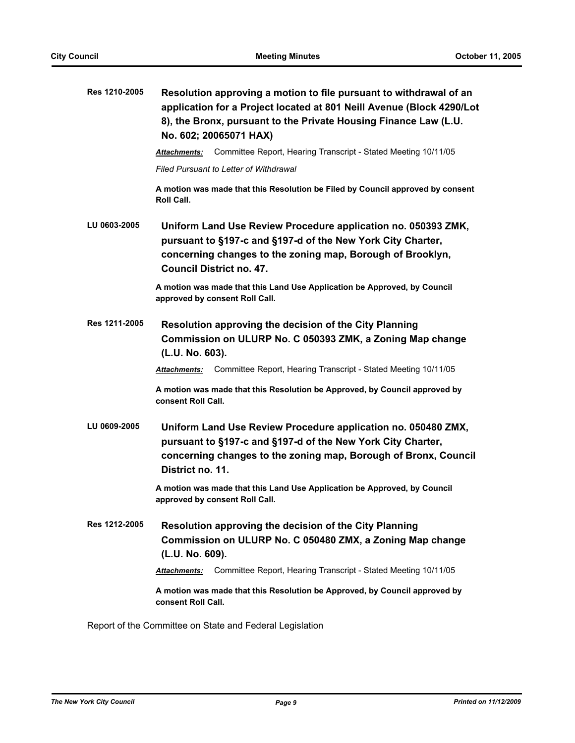**Res 1210-2005** **Resolution approving a motion to file pursuant to withdrawal of an application for a Project located at 801 Neill Avenue (Block 4290/Lot 8), the Bronx, pursuant to the Private Housing Finance Law (L.U. No. 602; 20065071 HAX)**

***Attachments:*** Committee Report, Hearing Transcript - Stated Meeting 10/11/05

*Filed Pursuant to Letter of Withdrawal*

**A motion was made that this Resolution be Filed by Council approved by consent Roll Call.**

**LU 0603-2005** **Uniform Land Use Review Procedure application no. 050393 ZMK, pursuant to §197-c and §197-d of the New York City Charter, concerning changes to the zoning map, Borough of Brooklyn, Council District no. 47.**

**A motion was made that this Land Use Application be Approved, by Council approved by consent Roll Call.**

**Res 1211-2005** **Resolution approving the decision of the City Planning Commission on ULURP No. C 050393 ZMK, a Zoning Map change (L.U. No. 603).**

***Attachments:*** Committee Report, Hearing Transcript - Stated Meeting 10/11/05

**A motion was made that this Resolution be Approved, by Council approved by consent Roll Call.**

**LU 0609-2005** **Uniform Land Use Review Procedure application no. 050480 ZMX, pursuant to §197-c and §197-d of the New York City Charter, concerning changes to the zoning map, Borough of Bronx, Council District no. 11.**

**A motion was made that this Land Use Application be Approved, by Council approved by consent Roll Call.**

**Res 1212-2005** **Resolution approving the decision of the City Planning Commission on ULURP No. C 050480 ZMX, a Zoning Map change (L.U. No. 609).**

***Attachments:*** Committee Report, Hearing Transcript - Stated Meeting 10/11/05

**A motion was made that this Resolution be Approved, by Council approved by consent Roll Call.**

Report of the Committee on State and Federal Legislation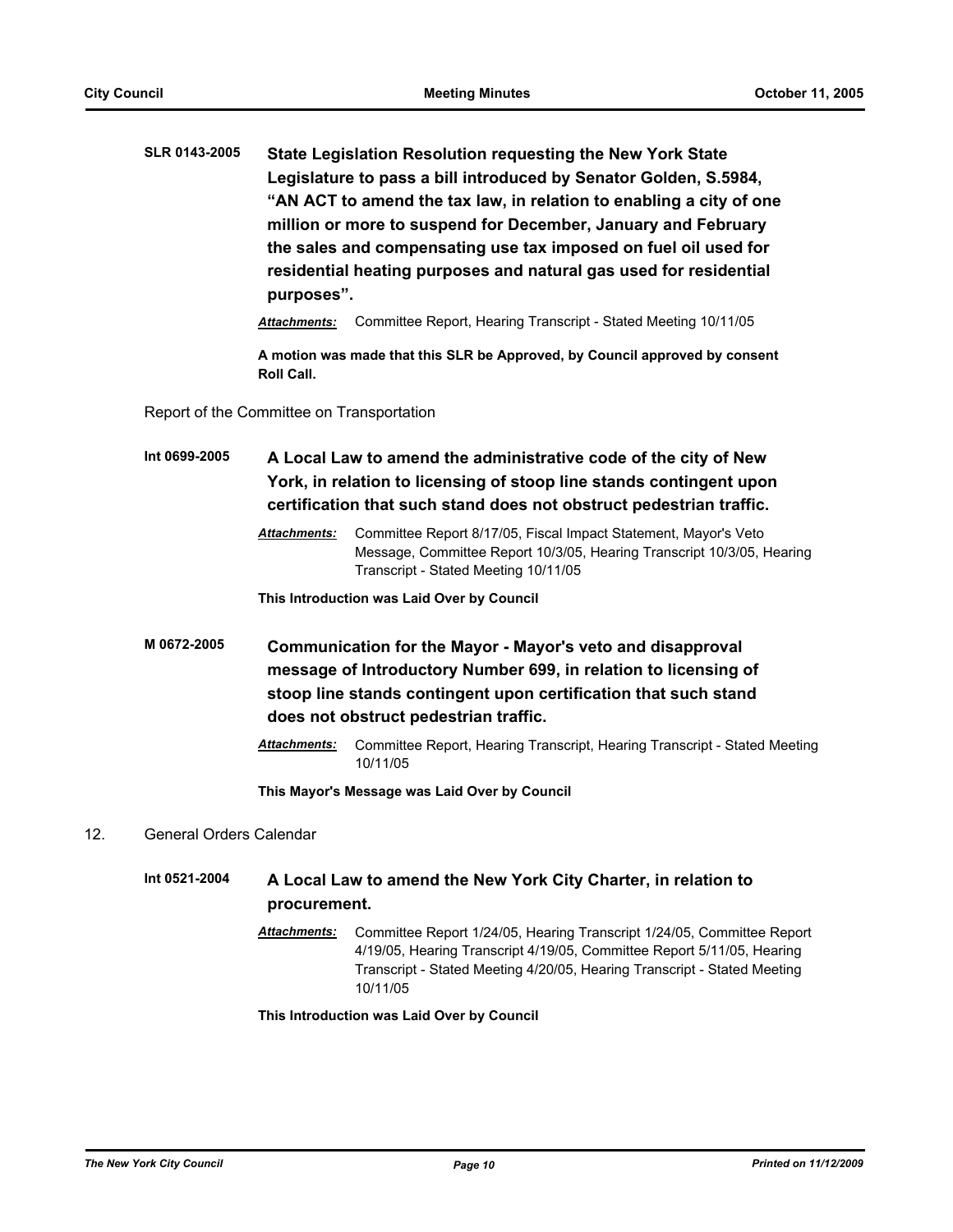**SLR 0143-2005** **State Legislation Resolution requesting the New York State Legislature to pass a bill introduced by Senator Golden, S.5984, "AN ACT to amend the tax law, in relation to enabling a city of one million or more to suspend for December, January and February the sales and compensating use tax imposed on fuel oil used for residential heating purposes and natural gas used for residential purposes".**

***Attachments:*** Committee Report, Hearing Transcript - Stated Meeting 10/11/05

**A motion was made that this SLR be Approved, by Council approved by consent Roll Call.**

Report of the Committee on Transportation

**Int 0699-2005** **A Local Law to amend the administrative code of the city of New York, in relation to licensing of stoop line stands contingent upon certification that such stand does not obstruct pedestrian traffic.**

***Attachments:*** Committee Report 8/17/05, Fiscal Impact Statement, Mayor's Veto Message, Committee Report 10/3/05, Hearing Transcript 10/3/05, Hearing Transcript - Stated Meeting 10/11/05

**This Introduction was Laid Over by Council**

**M 0672-2005** **Communication for the Mayor - Mayor's veto and disapproval message of Introductory Number 699, in relation to licensing of stoop line stands contingent upon certification that such stand does not obstruct pedestrian traffic.**

***Attachments:*** Committee Report, Hearing Transcript, Hearing Transcript - Stated Meeting 10/11/05

**This Mayor's Message was Laid Over by Council**

12. General Orders Calendar

**Int 0521-2004** **A Local Law to amend the New York City Charter, in relation to procurement.**

***Attachments:*** Committee Report 1/24/05, Hearing Transcript 1/24/05, Committee Report 4/19/05, Hearing Transcript 4/19/05, Committee Report 5/11/05, Hearing Transcript - Stated Meeting 4/20/05, Hearing Transcript - Stated Meeting 10/11/05

**This Introduction was Laid Over by Council**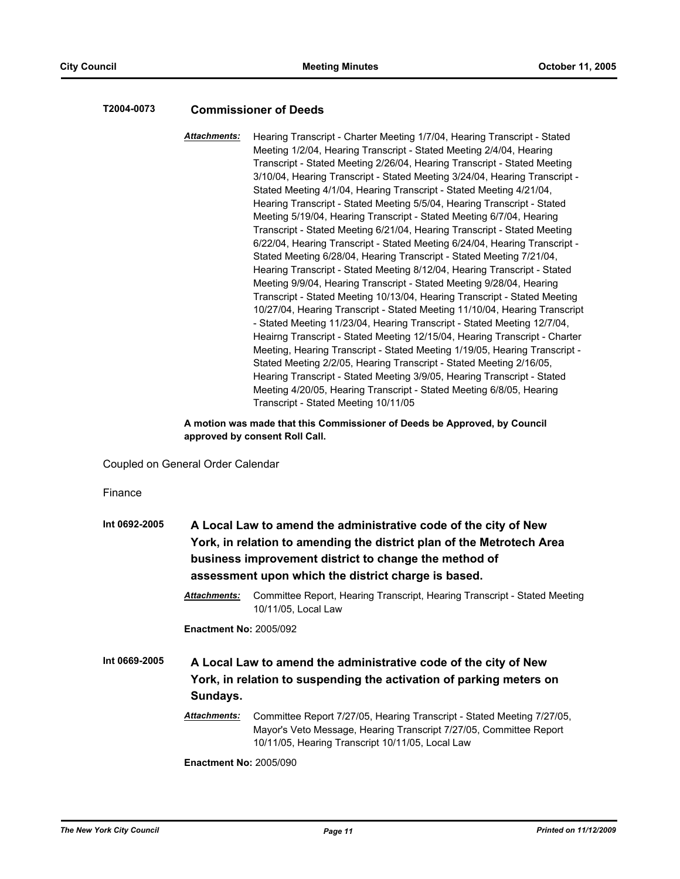**T2004-0073** **Commissioner of Deeds**

***Attachments:*** Hearing Transcript - Charter Meeting 1/7/04, Hearing Transcript - Stated Meeting 1/2/04, Hearing Transcript - Stated Meeting 2/4/04, Hearing Transcript - Stated Meeting 2/26/04, Hearing Transcript - Stated Meeting 3/10/04, Hearing Transcript - Stated Meeting 3/24/04, Hearing Transcript - Stated Meeting 4/1/04, Hearing Transcript - Stated Meeting 4/21/04, Hearing Transcript - Stated Meeting 5/5/04, Hearing Transcript - Stated Meeting 5/19/04, Hearing Transcript - Stated Meeting 6/7/04, Hearing Transcript - Stated Meeting 6/21/04, Hearing Transcript - Stated Meeting 6/22/04, Hearing Transcript - Stated Meeting 6/24/04, Hearing Transcript - Stated Meeting 6/28/04, Hearing Transcript - Stated Meeting 7/21/04, Hearing Transcript - Stated Meeting 8/12/04, Hearing Transcript - Stated Meeting 9/9/04, Hearing Transcript - Stated Meeting 9/28/04, Hearing Transcript - Stated Meeting 10/13/04, Hearing Transcript - Stated Meeting 10/27/04, Hearing Transcript - Stated Meeting 11/10/04, Hearing Transcript - Stated Meeting 11/23/04, Hearing Transcript - Stated Meeting 12/7/04, Heairng Transcript - Stated Meeting 12/15/04, Hearing Transcript - Charter Meeting, Hearing Transcript - Stated Meeting 1/19/05, Hearing Transcript - Stated Meeting 2/2/05, Hearing Transcript - Stated Meeting 2/16/05, Hearing Transcript - Stated Meeting 3/9/05, Hearing Transcript - Stated Meeting 4/20/05, Hearing Transcript - Stated Meeting 6/8/05, Hearing Transcript - Stated Meeting 10/11/05

**A motion was made that this Commissioner of Deeds be Approved, by Council approved by consent Roll Call.**

Coupled on General Order Calendar

Finance

**Int 0692-2005** **A Local Law to amend the administrative code of the city of New York, in relation to amending the district plan of the Metrotech Area business improvement district to change the method of assessment upon which the district charge is based.**

***Attachments:*** Committee Report, Hearing Transcript, Hearing Transcript - Stated Meeting 10/11/05, Local Law

**Enactment No:** 2005/092

**Int 0669-2005** **A Local Law to amend the administrative code of the city of New York, in relation to suspending the activation of parking meters on Sundays.**

***Attachments:*** Committee Report 7/27/05, Hearing Transcript - Stated Meeting 7/27/05, Mayor's Veto Message, Hearing Transcript 7/27/05, Committee Report 10/11/05, Hearing Transcript 10/11/05, Local Law

**Enactment No:** 2005/090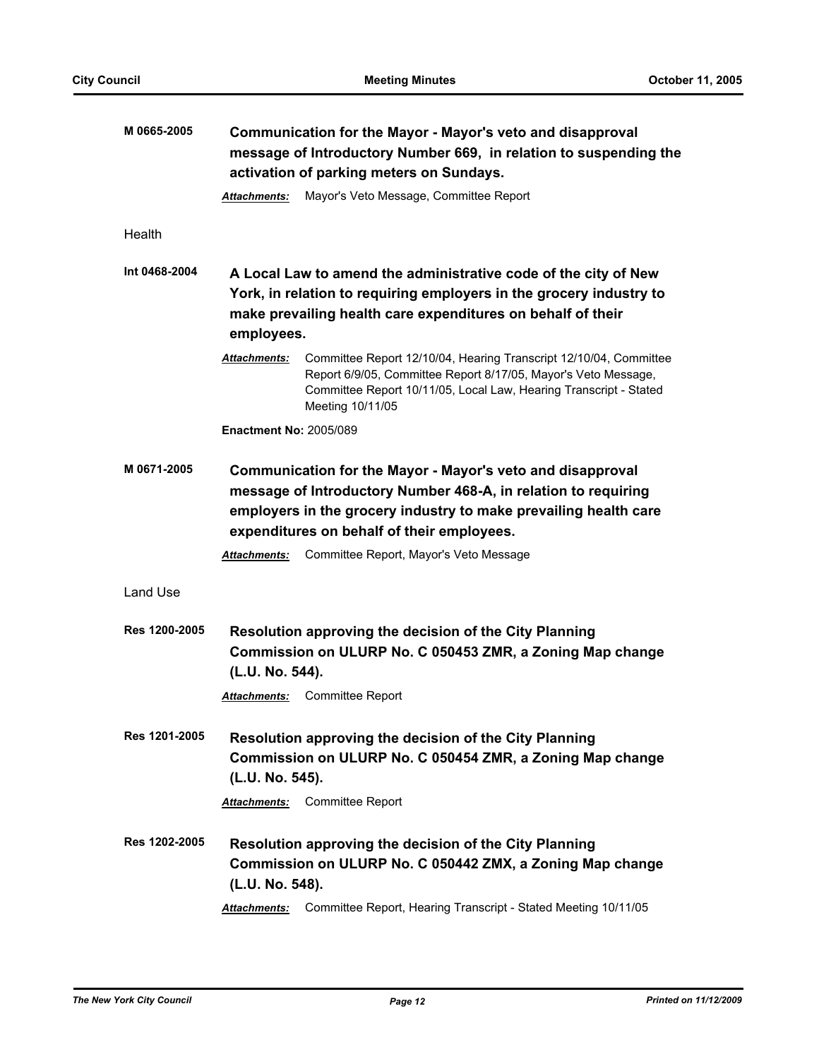**M 0665-2005** **Communication for the Mayor - Mayor's veto and disapproval message of Introductory Number 669, in relation to suspending the activation of parking meters on Sundays.**

***Attachments:*** Mayor's Veto Message, Committee Report

Health

**Int 0468-2004** **A Local Law to amend the administrative code of the city of New York, in relation to requiring employers in the grocery industry to make prevailing health care expenditures on behalf of their employees.**

***Attachments:*** Committee Report 12/10/04, Hearing Transcript 12/10/04, Committee Report 6/9/05, Committee Report 8/17/05, Mayor's Veto Message, Committee Report 10/11/05, Local Law, Hearing Transcript - Stated Meeting 10/11/05

**Enactment No:** 2005/089

**M 0671-2005** **Communication for the Mayor - Mayor's veto and disapproval message of Introductory Number 468-A, in relation to requiring employers in the grocery industry to make prevailing health care expenditures on behalf of their employees.**

***Attachments:*** Committee Report, Mayor's Veto Message

Land Use

**Res 1200-2005** **Resolution approving the decision of the City Planning Commission on ULURP No. C 050453 ZMR, a Zoning Map change (L.U. No. 544).**

***Attachments:*** Committee Report

**Res 1201-2005** **Resolution approving the decision of the City Planning Commission on ULURP No. C 050454 ZMR, a Zoning Map change (L.U. No. 545).**

***Attachments:*** Committee Report

**Res 1202-2005** **Resolution approving the decision of the City Planning Commission on ULURP No. C 050442 ZMX, a Zoning Map change (L.U. No. 548).**

***Attachments:*** Committee Report, Hearing Transcript - Stated Meeting 10/11/05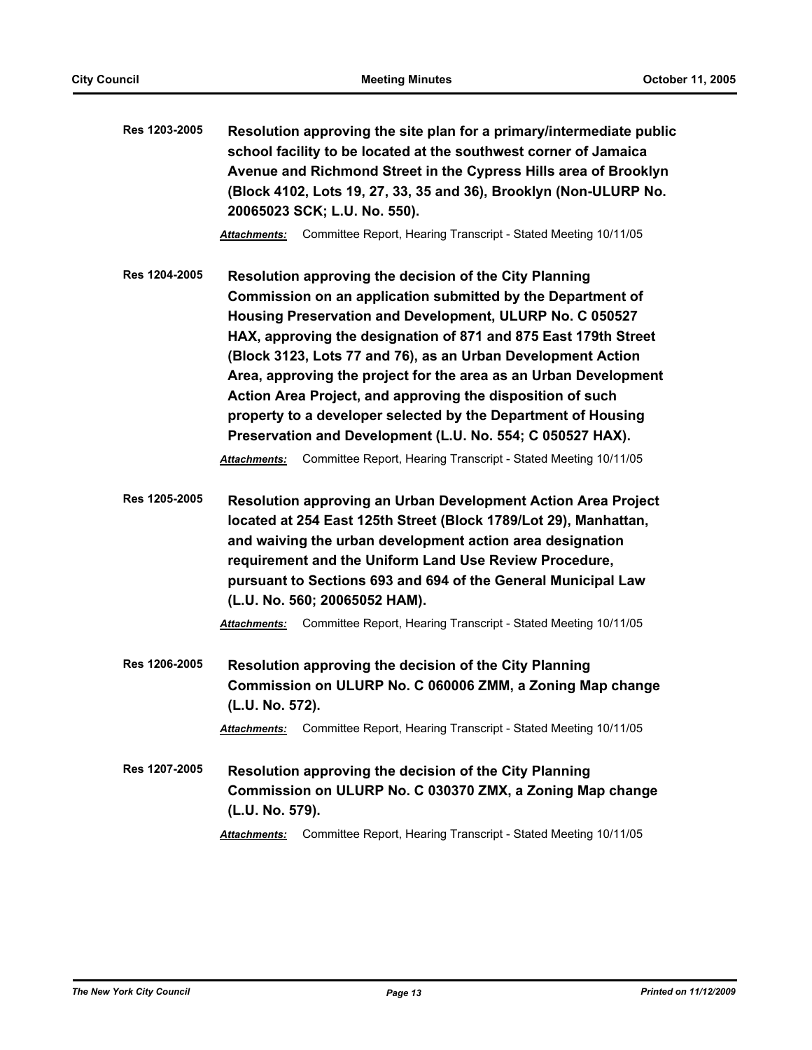**Res 1203-2005** **Resolution approving the site plan for a primary/intermediate public school facility to be located at the southwest corner of Jamaica Avenue and Richmond Street in the Cypress Hills area of Brooklyn (Block 4102, Lots 19, 27, 33, 35 and 36), Brooklyn (Non-ULURP No. 20065023 SCK; L.U. No. 550).**

***Attachments:*** Committee Report, Hearing Transcript - Stated Meeting 10/11/05

**Res 1204-2005** **Resolution approving the decision of the City Planning Commission on an application submitted by the Department of Housing Preservation and Development, ULURP No. C 050527 HAX, approving the designation of 871 and 875 East 179th Street (Block 3123, Lots 77 and 76), as an Urban Development Action Area, approving the project for the area as an Urban Development Action Area Project, and approving the disposition of such property to a developer selected by the Department of Housing Preservation and Development (L.U. No. 554; C 050527 HAX).**

***Attachments:*** Committee Report, Hearing Transcript - Stated Meeting 10/11/05

**Res 1205-2005** **Resolution approving an Urban Development Action Area Project located at 254 East 125th Street (Block 1789/Lot 29), Manhattan, and waiving the urban development action area designation requirement and the Uniform Land Use Review Procedure, pursuant to Sections 693 and 694 of the General Municipal Law (L.U. No. 560; 20065052 HAM).**

***Attachments:*** Committee Report, Hearing Transcript - Stated Meeting 10/11/05

**Res 1206-2005** **Resolution approving the decision of the City Planning Commission on ULURP No. C 060006 ZMM, a Zoning Map change (L.U. No. 572).**

***Attachments:*** Committee Report, Hearing Transcript - Stated Meeting 10/11/05

**Res 1207-2005** **Resolution approving the decision of the City Planning Commission on ULURP No. C 030370 ZMX, a Zoning Map change (L.U. No. 579).**

***Attachments:*** Committee Report, Hearing Transcript - Stated Meeting 10/11/05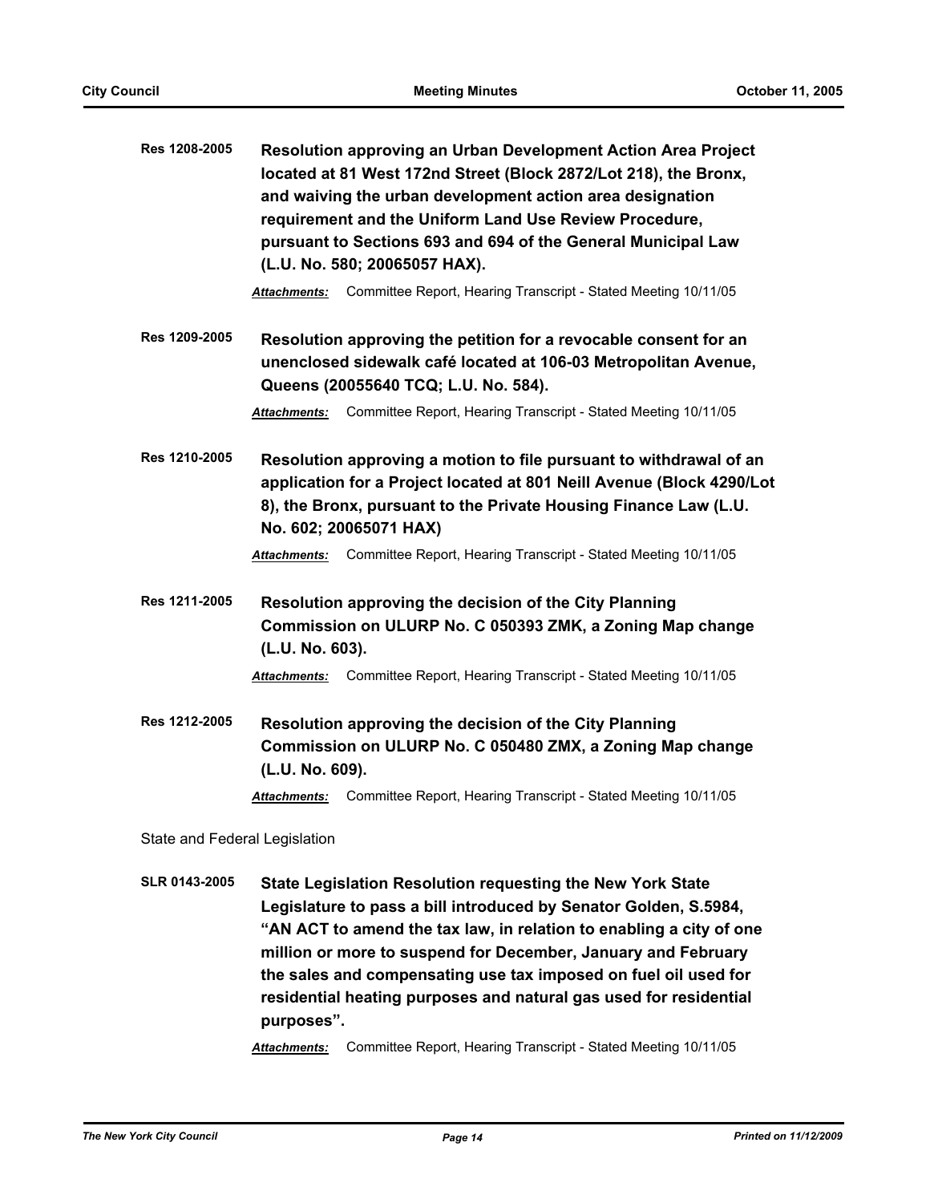**Res 1208-2005** **Resolution approving an Urban Development Action Area Project located at 81 West 172nd Street (Block 2872/Lot 218), the Bronx, and waiving the urban development action area designation requirement and the Uniform Land Use Review Procedure, pursuant to Sections 693 and 694 of the General Municipal Law (L.U. No. 580; 20065057 HAX).**

***Attachments:*** Committee Report, Hearing Transcript - Stated Meeting 10/11/05

**Res 1209-2005** **Resolution approving the petition for a revocable consent for an unenclosed sidewalk café located at 106-03 Metropolitan Avenue, Queens (20055640 TCQ; L.U. No. 584).**

***Attachments:*** Committee Report, Hearing Transcript - Stated Meeting 10/11/05

**Res 1210-2005** **Resolution approving a motion to file pursuant to withdrawal of an application for a Project located at 801 Neill Avenue (Block 4290/Lot 8), the Bronx, pursuant to the Private Housing Finance Law (L.U. No. 602; 20065071 HAX)**

***Attachments:*** Committee Report, Hearing Transcript - Stated Meeting 10/11/05

**Res 1211-2005** **Resolution approving the decision of the City Planning Commission on ULURP No. C 050393 ZMK, a Zoning Map change (L.U. No. 603).**

***Attachments:*** Committee Report, Hearing Transcript - Stated Meeting 10/11/05

**Res 1212-2005** **Resolution approving the decision of the City Planning Commission on ULURP No. C 050480 ZMX, a Zoning Map change (L.U. No. 609).**

***Attachments:*** Committee Report, Hearing Transcript - Stated Meeting 10/11/05

State and Federal Legislation

**SLR 0143-2005** **State Legislation Resolution requesting the New York State Legislature to pass a bill introduced by Senator Golden, S.5984, "AN ACT to amend the tax law, in relation to enabling a city of one million or more to suspend for December, January and February the sales and compensating use tax imposed on fuel oil used for residential heating purposes and natural gas used for residential purposes".**

***Attachments:*** Committee Report, Hearing Transcript - Stated Meeting 10/11/05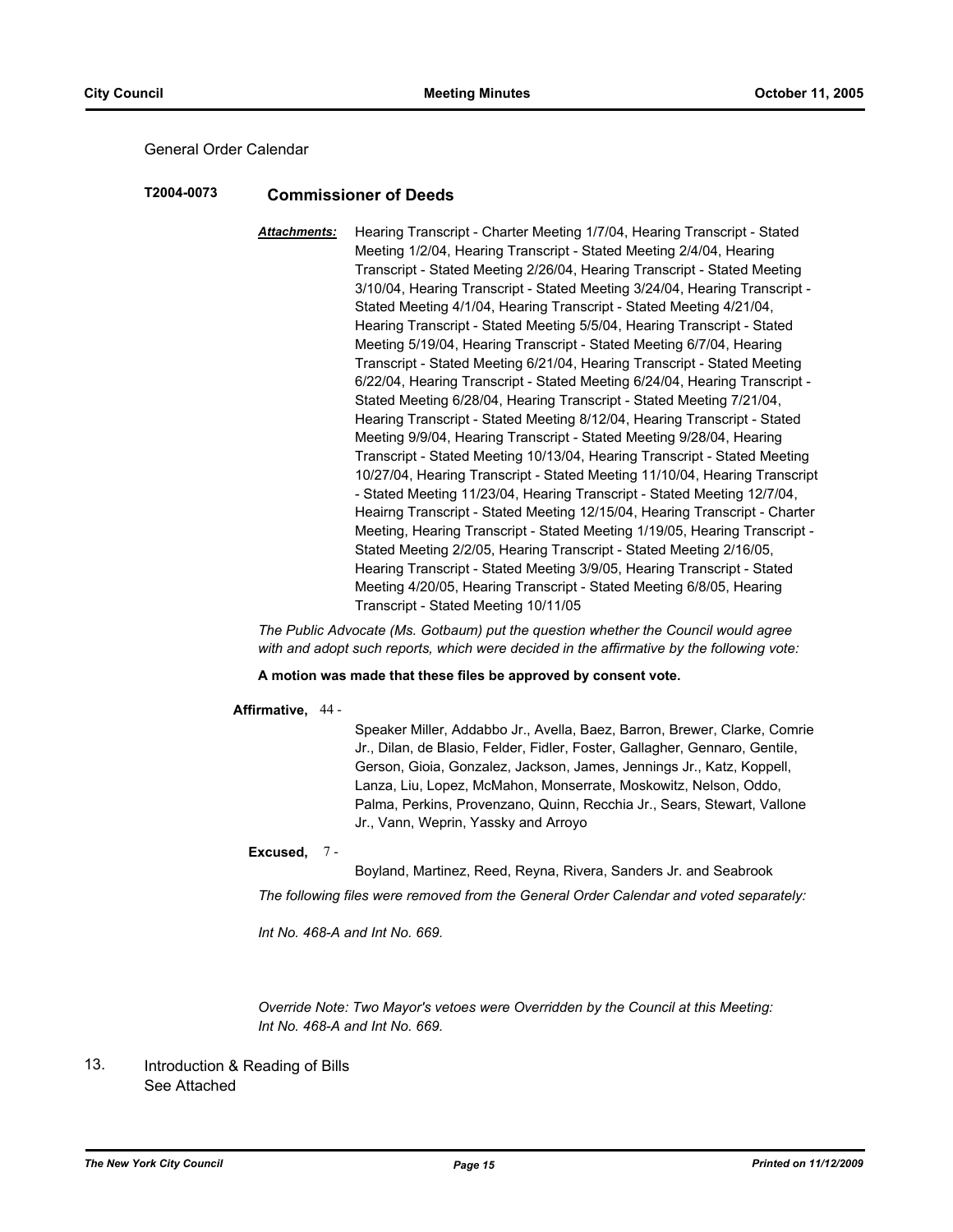General Order Calendar

### T2004-0073 Commissioner of Deeds

***Attachments:*** Hearing Transcript - Charter Meeting 1/7/04, Hearing Transcript - Stated Meeting 1/2/04, Hearing Transcript - Stated Meeting 2/4/04, Hearing Transcript - Stated Meeting 2/26/04, Hearing Transcript - Stated Meeting 3/10/04, Hearing Transcript - Stated Meeting 3/24/04, Hearing Transcript - Stated Meeting 4/1/04, Hearing Transcript - Stated Meeting 4/21/04, Hearing Transcript - Stated Meeting 5/5/04, Hearing Transcript - Stated Meeting 5/19/04, Hearing Transcript - Stated Meeting 6/7/04, Hearing Transcript - Stated Meeting 6/21/04, Hearing Transcript - Stated Meeting 6/22/04, Hearing Transcript - Stated Meeting 6/24/04, Hearing Transcript - Stated Meeting 6/28/04, Hearing Transcript - Stated Meeting 7/21/04, Hearing Transcript - Stated Meeting 8/12/04, Hearing Transcript - Stated Meeting 9/9/04, Hearing Transcript - Stated Meeting 9/28/04, Hearing Transcript - Stated Meeting 10/13/04, Hearing Transcript - Stated Meeting 10/27/04, Hearing Transcript - Stated Meeting 11/10/04, Hearing Transcript - Stated Meeting 11/23/04, Hearing Transcript - Stated Meeting 12/7/04, Heairng Transcript - Stated Meeting 12/15/04, Hearing Transcript - Charter Meeting, Hearing Transcript - Stated Meeting 1/19/05, Hearing Transcript - Stated Meeting 2/2/05, Hearing Transcript - Stated Meeting 2/16/05, Hearing Transcript - Stated Meeting 3/9/05, Hearing Transcript - Stated Meeting 4/20/05, Hearing Transcript - Stated Meeting 6/8/05, Hearing Transcript - Stated Meeting 10/11/05

*The Public Advocate (Ms. Gotbaum) put the question whether the Council would agree with and adopt such reports, which were decided in the affirmative by the following vote:*

**A motion was made that these files be approved by consent vote.**

**Affirmative,** 44 - Speaker Miller, Addabbo Jr., Avella, Baez, Barron, Brewer, Clarke, Comrie Jr., Dilan, de Blasio, Felder, Fidler, Foster, Gallagher, Gennaro, Gentile, Gerson, Gioia, Gonzalez, Jackson, James, Jennings Jr., Katz, Koppell, Lanza, Liu, Lopez, McMahon, Monserrate, Moskowitz, Nelson, Oddo, Palma, Perkins, Provenzano, Quinn, Recchia Jr., Sears, Stewart, Vallone Jr., Vann, Weprin, Yassky and Arroyo

**Excused,** 7 - Boyland, Martinez, Reed, Reyna, Rivera, Sanders Jr. and Seabrook

*The following files were removed from the General Order Calendar and voted separately:*

*Int No. 468-A and Int No. 669.*

*Override Note: Two Mayor's vetoes were Overridden by the Council at this Meeting: Int No. 468-A and Int No. 669.*

13. Introduction & Reading of Bills
See Attached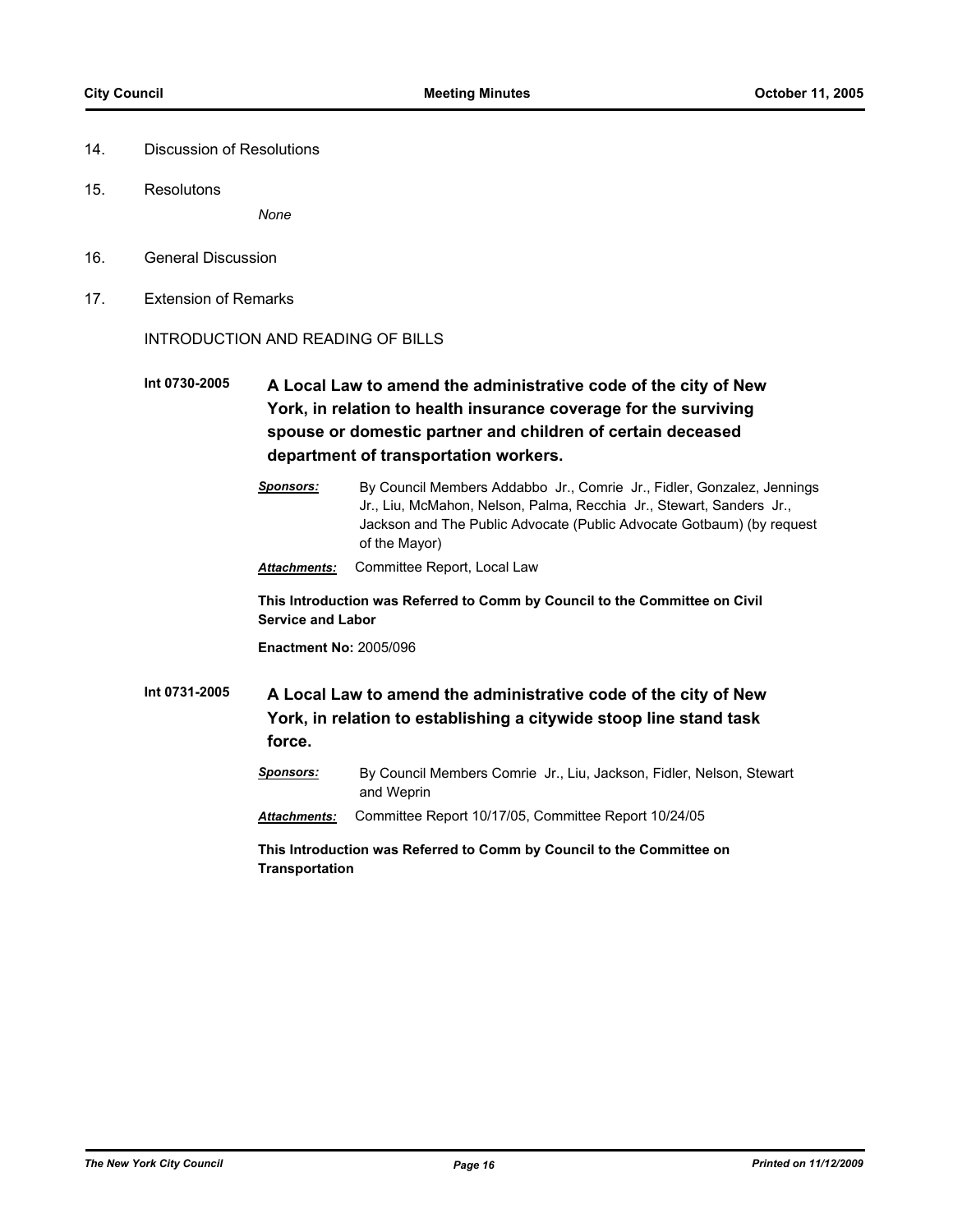14. Discussion of Resolutions

15. Resolutons

    *None*

16. General Discussion

17. Extension of Remarks

INTRODUCTION AND READING OF BILLS

**Int 0730-2005** **A Local Law to amend the administrative code of the city of New York, in relation to health insurance coverage for the surviving spouse or domestic partner and children of certain deceased department of transportation workers.**

***Sponsors:*** By Council Members Addabbo Jr., Comrie Jr., Fidler, Gonzalez, Jennings Jr., Liu, McMahon, Nelson, Palma, Recchia Jr., Stewart, Sanders Jr., Jackson and The Public Advocate (Public Advocate Gotbaum) (by request of the Mayor)

***Attachments:*** Committee Report, Local Law

**This Introduction was Referred to Comm by Council to the Committee on Civil Service and Labor**

**Enactment No:** 2005/096

**Int 0731-2005** **A Local Law to amend the administrative code of the city of New York, in relation to establishing a citywide stoop line stand task force.**

***Sponsors:*** By Council Members Comrie Jr., Liu, Jackson, Fidler, Nelson, Stewart and Weprin

***Attachments:*** Committee Report 10/17/05, Committee Report 10/24/05

**This Introduction was Referred to Comm by Council to the Committee on Transportation**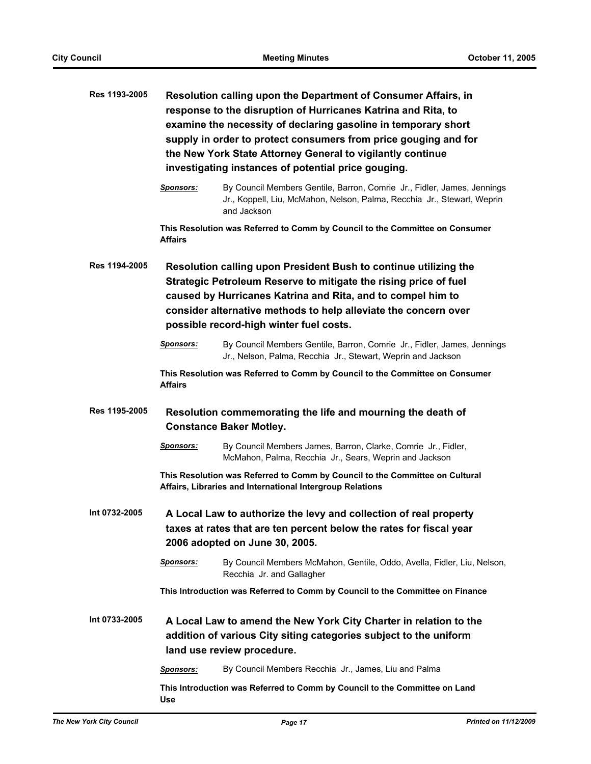**Res 1193-2005** **Resolution calling upon the Department of Consumer Affairs, in response to the disruption of Hurricanes Katrina and Rita, to examine the necessity of declaring gasoline in temporary short supply in order to protect consumers from price gouging and for the New York State Attorney General to vigilantly continue investigating instances of potential price gouging.**

*Sponsors:* By Council Members Gentile, Barron, Comrie Jr., Fidler, James, Jennings Jr., Koppell, Liu, McMahon, Nelson, Palma, Recchia Jr., Stewart, Weprin and Jackson

**This Resolution was Referred to Comm by Council to the Committee on Consumer Affairs**

**Res 1194-2005** **Resolution calling upon President Bush to continue utilizing the Strategic Petroleum Reserve to mitigate the rising price of fuel caused by Hurricanes Katrina and Rita, and to compel him to consider alternative methods to help alleviate the concern over possible record-high winter fuel costs.**

*Sponsors:* By Council Members Gentile, Barron, Comrie Jr., Fidler, James, Jennings Jr., Nelson, Palma, Recchia Jr., Stewart, Weprin and Jackson

**This Resolution was Referred to Comm by Council to the Committee on Consumer Affairs**

**Res 1195-2005** **Resolution commemorating the life and mourning the death of Constance Baker Motley.**

*Sponsors:* By Council Members James, Barron, Clarke, Comrie Jr., Fidler, McMahon, Palma, Recchia Jr., Sears, Weprin and Jackson

**This Resolution was Referred to Comm by Council to the Committee on Cultural Affairs, Libraries and International Intergroup Relations**

**Int 0732-2005** **A Local Law to authorize the levy and collection of real property taxes at rates that are ten percent below the rates for fiscal year 2006 adopted on June 30, 2005.**

*Sponsors:* By Council Members McMahon, Gentile, Oddo, Avella, Fidler, Liu, Nelson, Recchia Jr. and Gallagher

**This Introduction was Referred to Comm by Council to the Committee on Finance**

**Int 0733-2005** **A Local Law to amend the New York City Charter in relation to the addition of various City siting categories subject to the uniform land use review procedure.**

*Sponsors:* By Council Members Recchia Jr., James, Liu and Palma

**This Introduction was Referred to Comm by Council to the Committee on Land Use**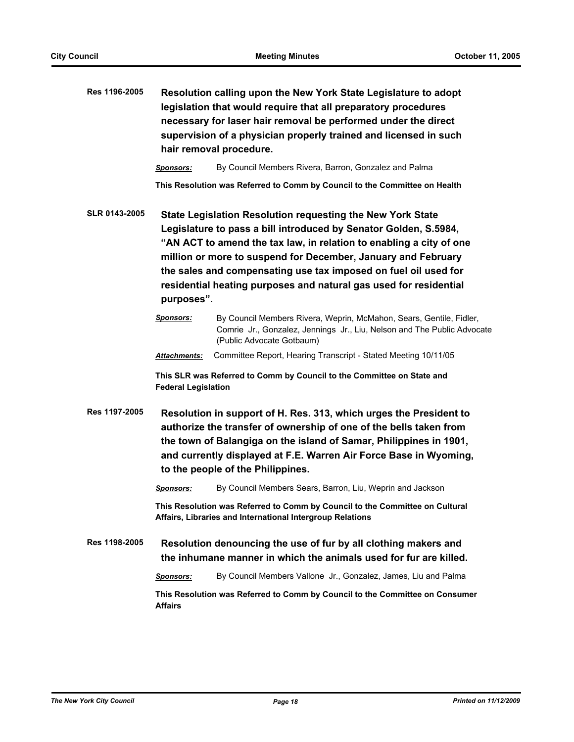**Res 1196-2005** **Resolution calling upon the New York State Legislature to adopt legislation that would require that all preparatory procedures necessary for laser hair removal be performed under the direct supervision of a physician properly trained and licensed in such hair removal procedure.**

***Sponsors:*** By Council Members Rivera, Barron, Gonzalez and Palma

**This Resolution was Referred to Comm by Council to the Committee on Health**

**SLR 0143-2005** **State Legislation Resolution requesting the New York State Legislature to pass a bill introduced by Senator Golden, S.5984, "AN ACT to amend the tax law, in relation to enabling a city of one million or more to suspend for December, January and February the sales and compensating use tax imposed on fuel oil used for residential heating purposes and natural gas used for residential purposes".**

***Sponsors:*** By Council Members Rivera, Weprin, McMahon, Sears, Gentile, Fidler, Comrie Jr., Gonzalez, Jennings Jr., Liu, Nelson and The Public Advocate (Public Advocate Gotbaum)

***Attachments:*** Committee Report, Hearing Transcript - Stated Meeting 10/11/05

**This SLR was Referred to Comm by Council to the Committee on State and Federal Legislation**

**Res 1197-2005** **Resolution in support of H. Res. 313, which urges the President to authorize the transfer of ownership of one of the bells taken from the town of Balangiga on the island of Samar, Philippines in 1901, and currently displayed at F.E. Warren Air Force Base in Wyoming, to the people of the Philippines.**

***Sponsors:*** By Council Members Sears, Barron, Liu, Weprin and Jackson

**This Resolution was Referred to Comm by Council to the Committee on Cultural Affairs, Libraries and International Intergroup Relations**

**Res 1198-2005** **Resolution denouncing the use of fur by all clothing makers and the inhumane manner in which the animals used for fur are killed.**

***Sponsors:*** By Council Members Vallone Jr., Gonzalez, James, Liu and Palma

**This Resolution was Referred to Comm by Council to the Committee on Consumer Affairs**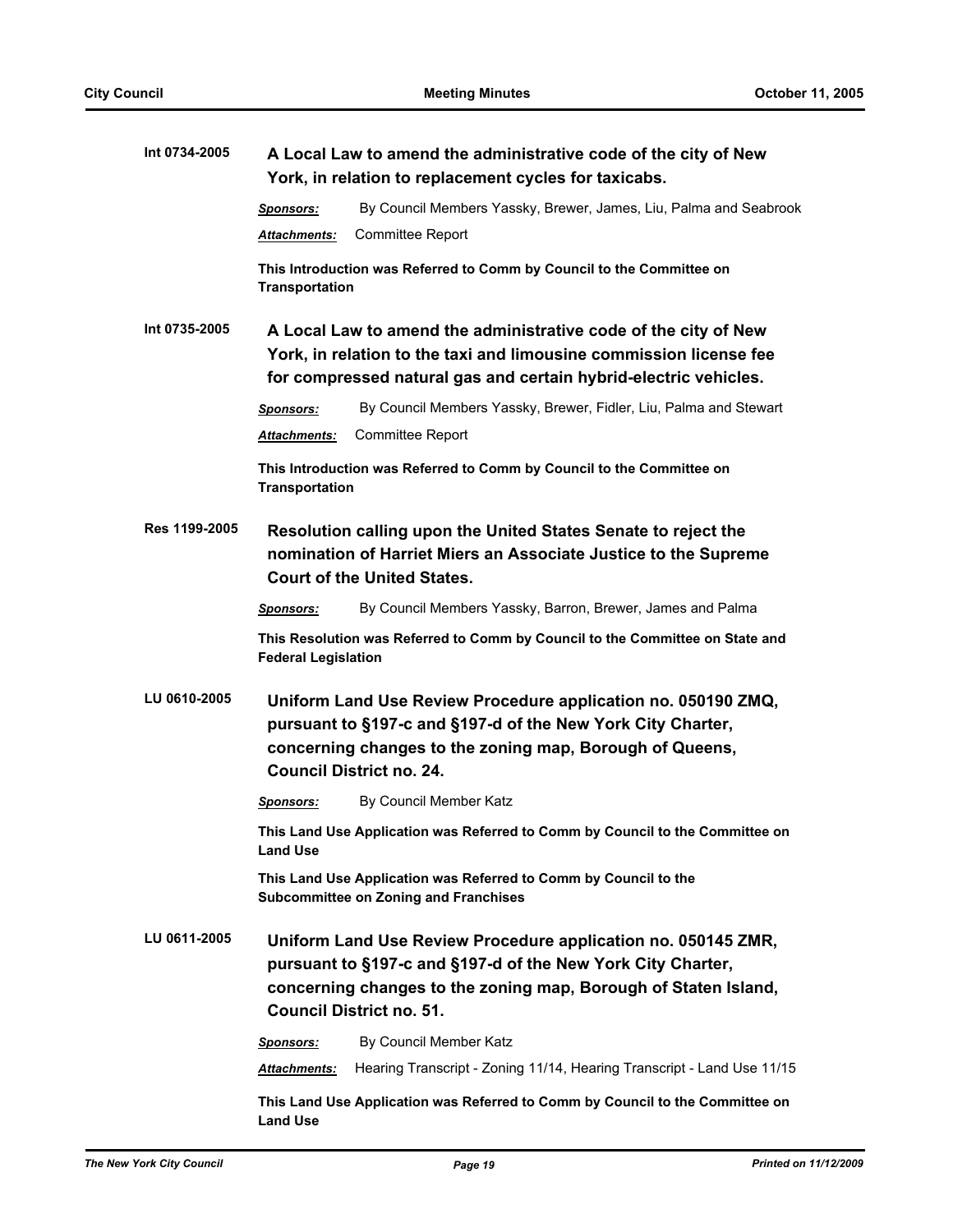**Int 0734-2005** **A Local Law to amend the administrative code of the city of New York, in relation to replacement cycles for taxicabs.**

***Sponsors:*** By Council Members Yassky, Brewer, James, Liu, Palma and Seabrook

***Attachments:*** Committee Report

**This Introduction was Referred to Comm by Council to the Committee on Transportation**

**Int 0735-2005** **A Local Law to amend the administrative code of the city of New York, in relation to the taxi and limousine commission license fee for compressed natural gas and certain hybrid-electric vehicles.**

***Sponsors:*** By Council Members Yassky, Brewer, Fidler, Liu, Palma and Stewart

***Attachments:*** Committee Report

**This Introduction was Referred to Comm by Council to the Committee on Transportation**

**Res 1199-2005** **Resolution calling upon the United States Senate to reject the nomination of Harriet Miers an Associate Justice to the Supreme Court of the United States.**

***Sponsors:*** By Council Members Yassky, Barron, Brewer, James and Palma

**This Resolution was Referred to Comm by Council to the Committee on State and Federal Legislation**

**LU 0610-2005** **Uniform Land Use Review Procedure application no. 050190 ZMQ, pursuant to §197-c and §197-d of the New York City Charter, concerning changes to the zoning map, Borough of Queens, Council District no. 24.**

***Sponsors:*** By Council Member Katz

**This Land Use Application was Referred to Comm by Council to the Committee on Land Use**

**This Land Use Application was Referred to Comm by Council to the Subcommittee on Zoning and Franchises**

**LU 0611-2005** **Uniform Land Use Review Procedure application no. 050145 ZMR, pursuant to §197-c and §197-d of the New York City Charter, concerning changes to the zoning map, Borough of Staten Island, Council District no. 51.**

***Sponsors:*** By Council Member Katz

***Attachments:*** Hearing Transcript - Zoning 11/14, Hearing Transcript - Land Use 11/15

**This Land Use Application was Referred to Comm by Council to the Committee on Land Use**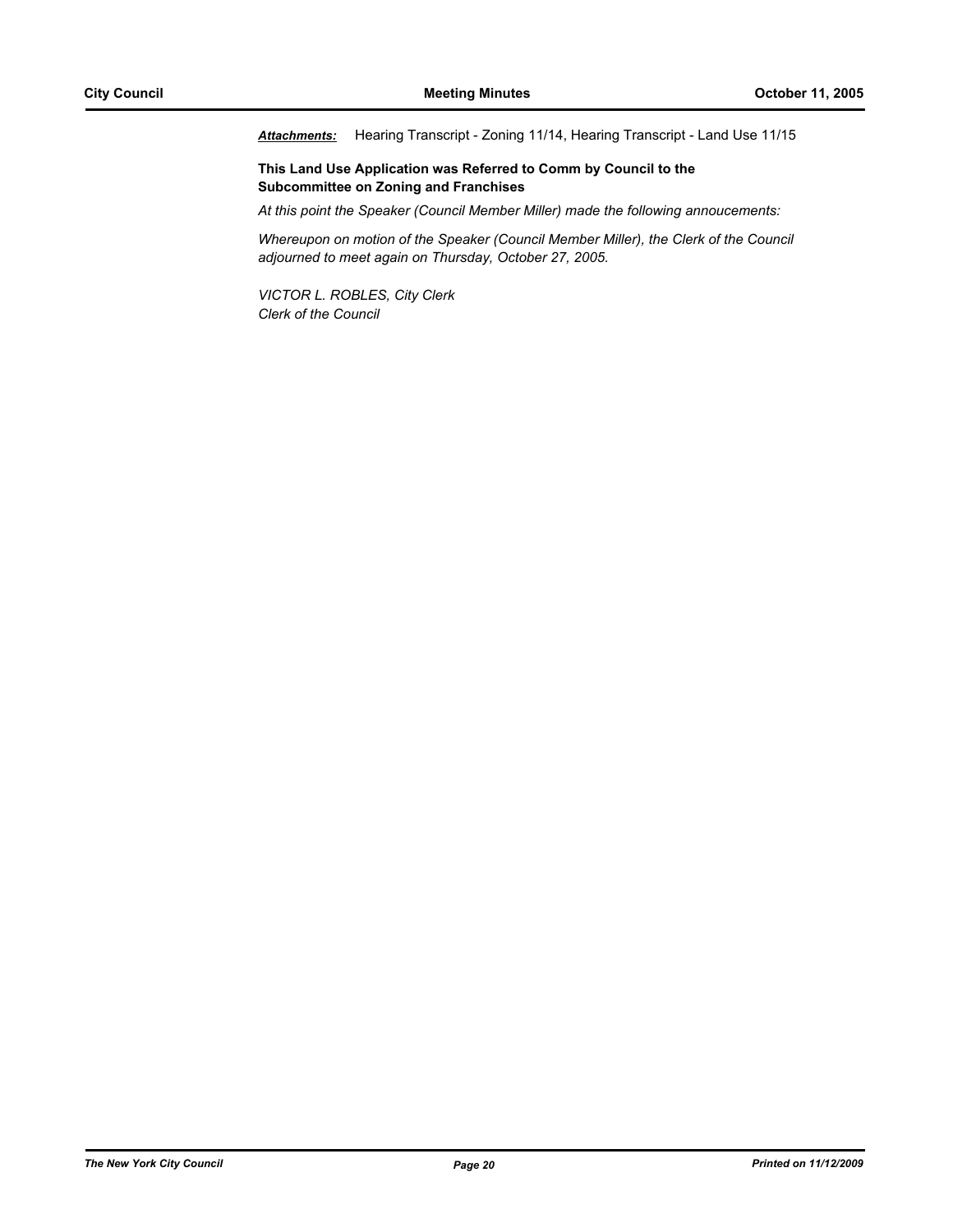***Attachments:*** Hearing Transcript - Zoning 11/14, Hearing Transcript - Land Use 11/15

**This Land Use Application was Referred to Comm by Council to the Subcommittee on Zoning and Franchises**

*At this point the Speaker (Council Member Miller) made the following annoucements:*

*Whereupon on motion of the Speaker (Council Member Miller), the Clerk of the Council adjourned to meet again on Thursday, October 27, 2005.*

*VICTOR L. ROBLES, City Clerk*
*Clerk of the Council*